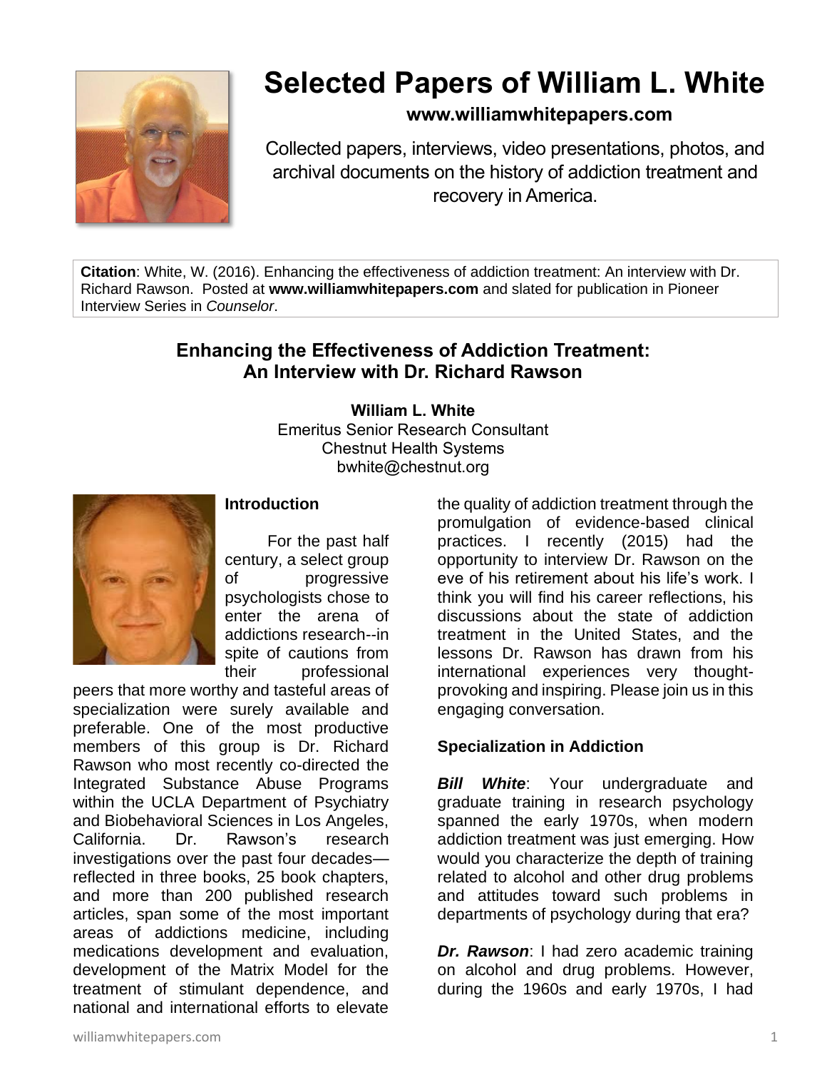# Selected Papers of William L. White

**www.williamwhitepapers.com**

Collected papers, interviews, video presentations, photos, and archival documents on the history of addiction treatment and recovery in America.

**Citation**: White, W. (2016). Enhancing the effectiveness of addiction treatment: An interview with Dr. Richard Rawson. Posted at **www.williamwhitepapers.com** and slated for publication in Pioneer Interview Series in *Counselor*.

## Enhancing the Effectiveness of Addiction Treatment: An Interview with Dr. Richard Rawson

**William L. White**
Emeritus Senior Research Consultant
Chestnut Health Systems
bwhite@chestnut.org

### Introduction

For the past half century, a select group of progressive psychologists chose to enter the arena of addictions research--in spite of cautions from their professional peers that more worthy and tasteful areas of specialization were surely available and preferable. One of the most productive members of this group is Dr. Richard Rawson who most recently co-directed the Integrated Substance Abuse Programs within the UCLA Department of Psychiatry and Biobehavioral Sciences in Los Angeles, California. Dr. Rawson's research investigations over the past four decades—reflected in three books, 25 book chapters, and more than 200 published research articles, span some of the most important areas of addictions medicine, including medications development and evaluation, development of the Matrix Model for the treatment of stimulant dependence, and national and international efforts to elevate the quality of addiction treatment through the promulgation of evidence-based clinical practices. I recently (2015) had the opportunity to interview Dr. Rawson on the eve of his retirement about his life's work. I think you will find his career reflections, his discussions about the state of addiction treatment in the United States, and the lessons Dr. Rawson has drawn from his international experiences very thought-provoking and inspiring. Please join us in this engaging conversation.

### Specialization in Addiction

***Bill White***: Your undergraduate and graduate training in research psychology spanned the early 1970s, when modern addiction treatment was just emerging. How would you characterize the depth of training related to alcohol and other drug problems and attitudes toward such problems in departments of psychology during that era?

***Dr. Rawson***: I had zero academic training on alcohol and drug problems. However, during the 1960s and early 1970s, I had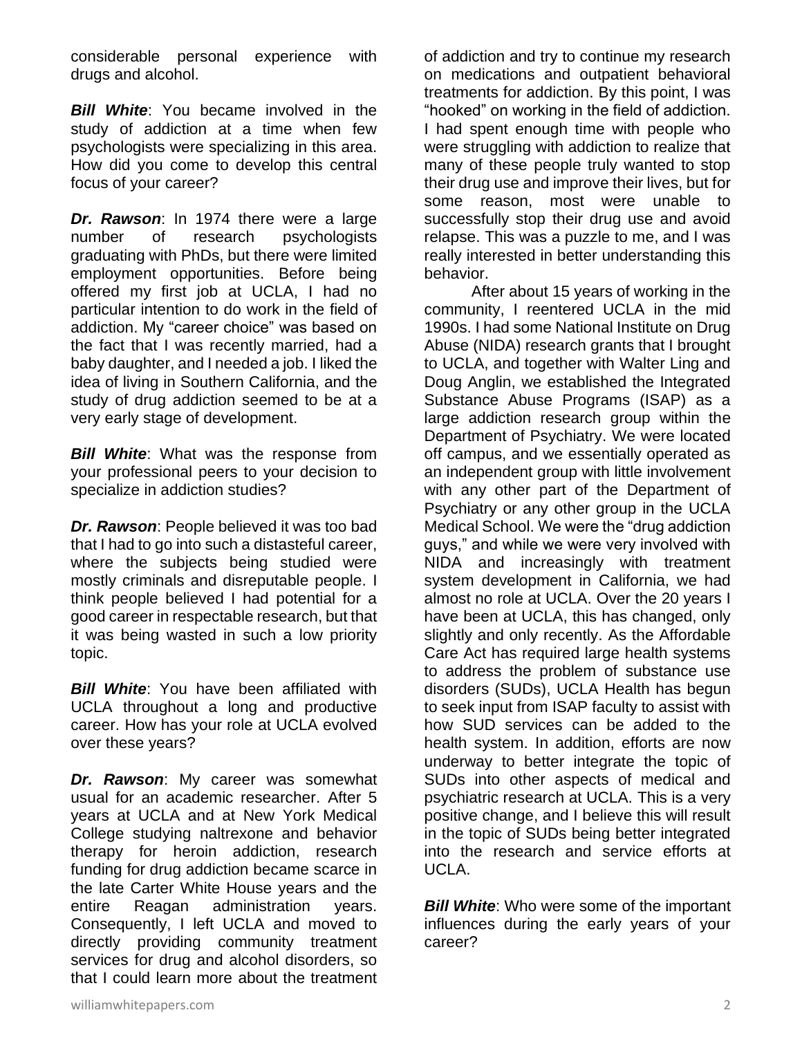considerable personal experience with drugs and alcohol.

***Bill White***: You became involved in the study of addiction at a time when few psychologists were specializing in this area. How did you come to develop this central focus of your career?

***Dr. Rawson***: In 1974 there were a large number of research psychologists graduating with PhDs, but there were limited employment opportunities. Before being offered my first job at UCLA, I had no particular intention to do work in the field of addiction. My "career choice" was based on the fact that I was recently married, had a baby daughter, and I needed a job. I liked the idea of living in Southern California, and the study of drug addiction seemed to be at a very early stage of development.

***Bill White***: What was the response from your professional peers to your decision to specialize in addiction studies?

***Dr. Rawson***: People believed it was too bad that I had to go into such a distasteful career, where the subjects being studied were mostly criminals and disreputable people. I think people believed I had potential for a good career in respectable research, but that it was being wasted in such a low priority topic.

***Bill White***: You have been affiliated with UCLA throughout a long and productive career. How has your role at UCLA evolved over these years?

***Dr. Rawson***: My career was somewhat usual for an academic researcher. After 5 years at UCLA and at New York Medical College studying naltrexone and behavior therapy for heroin addiction, research funding for drug addiction became scarce in the late Carter White House years and the entire Reagan administration years. Consequently, I left UCLA and moved to directly providing community treatment services for drug and alcohol disorders, so that I could learn more about the treatment of addiction and try to continue my research on medications and outpatient behavioral treatments for addiction. By this point, I was "hooked" on working in the field of addiction. I had spent enough time with people who were struggling with addiction to realize that many of these people truly wanted to stop their drug use and improve their lives, but for some reason, most were unable to successfully stop their drug use and avoid relapse. This was a puzzle to me, and I was really interested in better understanding this behavior.

After about 15 years of working in the community, I reentered UCLA in the mid 1990s. I had some National Institute on Drug Abuse (NIDA) research grants that I brought to UCLA, and together with Walter Ling and Doug Anglin, we established the Integrated Substance Abuse Programs (ISAP) as a large addiction research group within the Department of Psychiatry. We were located off campus, and we essentially operated as an independent group with little involvement with any other part of the Department of Psychiatry or any other group in the UCLA Medical School. We were the "drug addiction guys," and while we were very involved with NIDA and increasingly with treatment system development in California, we had almost no role at UCLA. Over the 20 years I have been at UCLA, this has changed, only slightly and only recently. As the Affordable Care Act has required large health systems to address the problem of substance use disorders (SUDs), UCLA Health has begun to seek input from ISAP faculty to assist with how SUD services can be added to the health system. In addition, efforts are now underway to better integrate the topic of SUDs into other aspects of medical and psychiatric research at UCLA. This is a very positive change, and I believe this will result in the topic of SUDs being better integrated into the research and service efforts at UCLA.

***Bill White***: Who were some of the important influences during the early years of your career?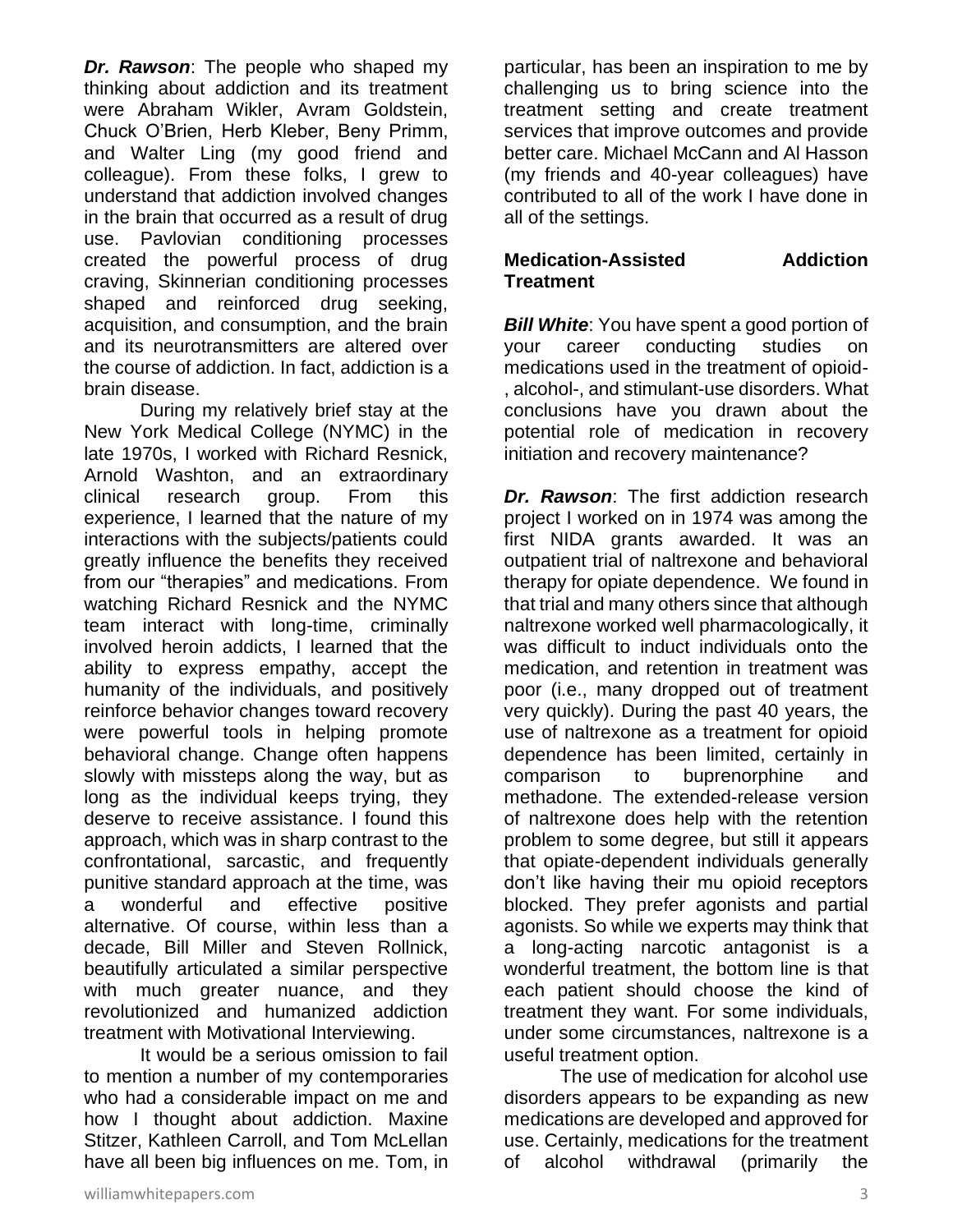***Dr. Rawson***: The people who shaped my thinking about addiction and its treatment were Abraham Wikler, Avram Goldstein, Chuck O'Brien, Herb Kleber, Beny Primm, and Walter Ling (my good friend and colleague). From these folks, I grew to understand that addiction involved changes in the brain that occurred as a result of drug use. Pavlovian conditioning processes created the powerful process of drug craving, Skinnerian conditioning processes shaped and reinforced drug seeking, acquisition, and consumption, and the brain and its neurotransmitters are altered over the course of addiction. In fact, addiction is a brain disease.

During my relatively brief stay at the New York Medical College (NYMC) in the late 1970s, I worked with Richard Resnick, Arnold Washton, and an extraordinary clinical research group. From this experience, I learned that the nature of my interactions with the subjects/patients could greatly influence the benefits they received from our "therapies" and medications. From watching Richard Resnick and the NYMC team interact with long-time, criminally involved heroin addicts, I learned that the ability to express empathy, accept the humanity of the individuals, and positively reinforce behavior changes toward recovery were powerful tools in helping promote behavioral change. Change often happens slowly with missteps along the way, but as long as the individual keeps trying, they deserve to receive assistance. I found this approach, which was in sharp contrast to the confrontational, sarcastic, and frequently punitive standard approach at the time, was a wonderful and effective positive alternative. Of course, within less than a decade, Bill Miller and Steven Rollnick, beautifully articulated a similar perspective with much greater nuance, and they revolutionized and humanized addiction treatment with Motivational Interviewing.

It would be a serious omission to fail to mention a number of my contemporaries who had a considerable impact on me and how I thought about addiction. Maxine Stitzer, Kathleen Carroll, and Tom McLellan have all been big influences on me. Tom, in particular, has been an inspiration to me by challenging us to bring science into the treatment setting and create treatment services that improve outcomes and provide better care. Michael McCann and Al Hasson (my friends and 40-year colleagues) have contributed to all of the work I have done in all of the settings.

## Medication-Assisted Addiction Treatment

***Bill White***: You have spent a good portion of your career conducting studies on medications used in the treatment of opioid-, alcohol-, and stimulant-use disorders. What conclusions have you drawn about the potential role of medication in recovery initiation and recovery maintenance?

***Dr. Rawson***: The first addiction research project I worked on in 1974 was among the first NIDA grants awarded. It was an outpatient trial of naltrexone and behavioral therapy for opiate dependence. We found in that trial and many others since that although naltrexone worked well pharmacologically, it was difficult to induct individuals onto the medication, and retention in treatment was poor (i.e., many dropped out of treatment very quickly). During the past 40 years, the use of naltrexone as a treatment for opioid dependence has been limited, certainly in comparison to buprenorphine and methadone. The extended-release version of naltrexone does help with the retention problem to some degree, but still it appears that opiate-dependent individuals generally don't like having their mu opioid receptors blocked. They prefer agonists and partial agonists. So while we experts may think that a long-acting narcotic antagonist is a wonderful treatment, the bottom line is that each patient should choose the kind of treatment they want. For some individuals, under some circumstances, naltrexone is a useful treatment option.

The use of medication for alcohol use disorders appears to be expanding as new medications are developed and approved for use. Certainly, medications for the treatment of alcohol withdrawal (primarily the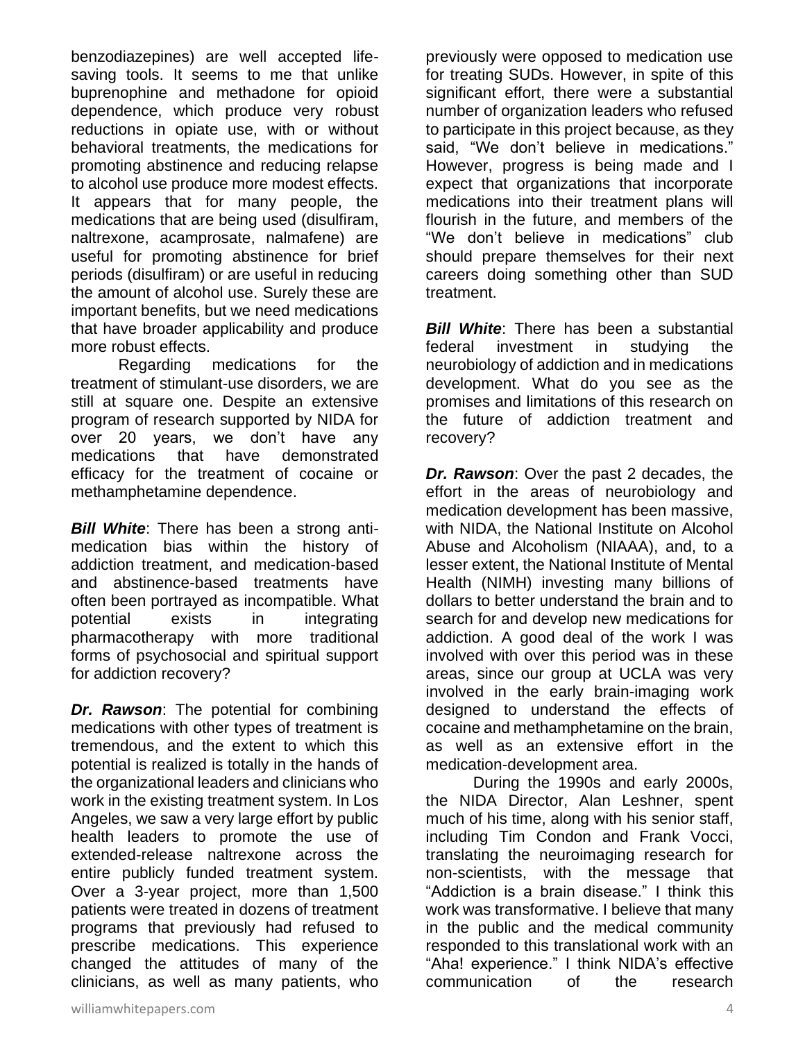benzodiazepines) are well accepted life-saving tools. It seems to me that unlike buprenophine and methadone for opioid dependence, which produce very robust reductions in opiate use, with or without behavioral treatments, the medications for promoting abstinence and reducing relapse to alcohol use produce more modest effects. It appears that for many people, the medications that are being used (disulfiram, naltrexone, acamprosate, nalmafene) are useful for promoting abstinence for brief periods (disulfiram) or are useful in reducing the amount of alcohol use. Surely these are important benefits, but we need medications that have broader applicability and produce more robust effects.

Regarding medications for the treatment of stimulant-use disorders, we are still at square one. Despite an extensive program of research supported by NIDA for over 20 years, we don't have any medications that have demonstrated efficacy for the treatment of cocaine or methamphetamine dependence.

***Bill White***: There has been a strong anti-medication bias within the history of addiction treatment, and medication-based and abstinence-based treatments have often been portrayed as incompatible. What potential exists in integrating pharmacotherapy with more traditional forms of psychosocial and spiritual support for addiction recovery?

***Dr. Rawson***: The potential for combining medications with other types of treatment is tremendous, and the extent to which this potential is realized is totally in the hands of the organizational leaders and clinicians who work in the existing treatment system. In Los Angeles, we saw a very large effort by public health leaders to promote the use of extended-release naltrexone across the entire publicly funded treatment system. Over a 3-year project, more than 1,500 patients were treated in dozens of treatment programs that previously had refused to prescribe medications. This experience changed the attitudes of many of the clinicians, as well as many patients, who previously were opposed to medication use for treating SUDs. However, in spite of this significant effort, there were a substantial number of organization leaders who refused to participate in this project because, as they said, "We don't believe in medications." However, progress is being made and I expect that organizations that incorporate medications into their treatment plans will flourish in the future, and members of the "We don't believe in medications" club should prepare themselves for their next careers doing something other than SUD treatment.

***Bill White***: There has been a substantial federal investment in studying the neurobiology of addiction and in medications development. What do you see as the promises and limitations of this research on the future of addiction treatment and recovery?

***Dr. Rawson***: Over the past 2 decades, the effort in the areas of neurobiology and medication development has been massive, with NIDA, the National Institute on Alcohol Abuse and Alcoholism (NIAAA), and, to a lesser extent, the National Institute of Mental Health (NIMH) investing many billions of dollars to better understand the brain and to search for and develop new medications for addiction. A good deal of the work I was involved with over this period was in these areas, since our group at UCLA was very involved in the early brain-imaging work designed to understand the effects of cocaine and methamphetamine on the brain, as well as an extensive effort in the medication-development area.

During the 1990s and early 2000s, the NIDA Director, Alan Leshner, spent much of his time, along with his senior staff, including Tim Condon and Frank Vocci, translating the neuroimaging research for non-scientists, with the message that "Addiction is a brain disease." I think this work was transformative. I believe that many in the public and the medical community responded to this translational work with an "Aha! experience." I think NIDA's effective communication of the research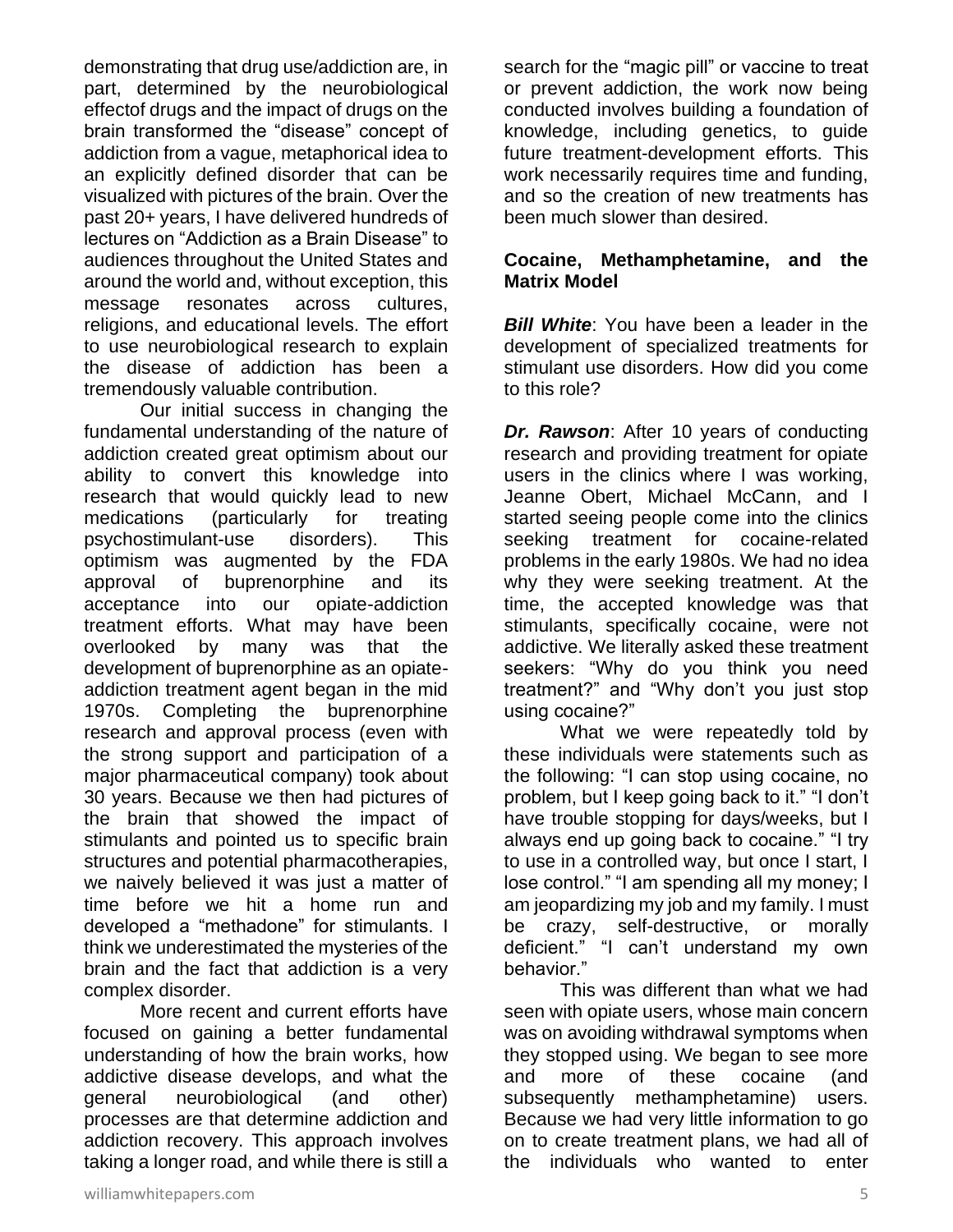demonstrating that drug use/addiction are, in part, determined by the neurobiological effectof drugs and the impact of drugs on the brain transformed the "disease" concept of addiction from a vague, metaphorical idea to an explicitly defined disorder that can be visualized with pictures of the brain. Over the past 20+ years, I have delivered hundreds of lectures on "Addiction as a Brain Disease" to audiences throughout the United States and around the world and, without exception, this message resonates across cultures, religions, and educational levels. The effort to use neurobiological research to explain the disease of addiction has been a tremendously valuable contribution.

Our initial success in changing the fundamental understanding of the nature of addiction created great optimism about our ability to convert this knowledge into research that would quickly lead to new medications (particularly for treating psychostimulant-use disorders). This optimism was augmented by the FDA approval of buprenorphine and its acceptance into our opiate-addiction treatment efforts. What may have been overlooked by many was that the development of buprenorphine as an opiate-addiction treatment agent began in the mid 1970s. Completing the buprenorphine research and approval process (even with the strong support and participation of a major pharmaceutical company) took about 30 years. Because we then had pictures of the brain that showed the impact of stimulants and pointed us to specific brain structures and potential pharmacotherapies, we naively believed it was just a matter of time before we hit a home run and developed a "methadone" for stimulants. I think we underestimated the mysteries of the brain and the fact that addiction is a very complex disorder.

More recent and current efforts have focused on gaining a better fundamental understanding of how the brain works, how addictive disease develops, and what the general neurobiological (and other) processes are that determine addiction and addiction recovery. This approach involves taking a longer road, and while there is still a search for the "magic pill" or vaccine to treat or prevent addiction, the work now being conducted involves building a foundation of knowledge, including genetics, to guide future treatment-development efforts. This work necessarily requires time and funding, and so the creation of new treatments has been much slower than desired.

**Cocaine, Methamphetamine, and the Matrix Model**

***Bill White***: You have been a leader in the development of specialized treatments for stimulant use disorders. How did you come to this role?

***Dr. Rawson***: After 10 years of conducting research and providing treatment for opiate users in the clinics where I was working, Jeanne Obert, Michael McCann, and I started seeing people come into the clinics seeking treatment for cocaine-related problems in the early 1980s. We had no idea why they were seeking treatment. At the time, the accepted knowledge was that stimulants, specifically cocaine, were not addictive. We literally asked these treatment seekers: "Why do you think you need treatment?" and "Why don't you just stop using cocaine?"

What we were repeatedly told by these individuals were statements such as the following: "I can stop using cocaine, no problem, but I keep going back to it." "I don't have trouble stopping for days/weeks, but I always end up going back to cocaine." "I try to use in a controlled way, but once I start, I lose control." "I am spending all my money; I am jeopardizing my job and my family. I must be crazy, self-destructive, or morally deficient." "I can't understand my own behavior."

This was different than what we had seen with opiate users, whose main concern was on avoiding withdrawal symptoms when they stopped using. We began to see more and more of these cocaine (and subsequently methamphetamine) users. Because we had very little information to go on to create treatment plans, we had all of the individuals who wanted to enter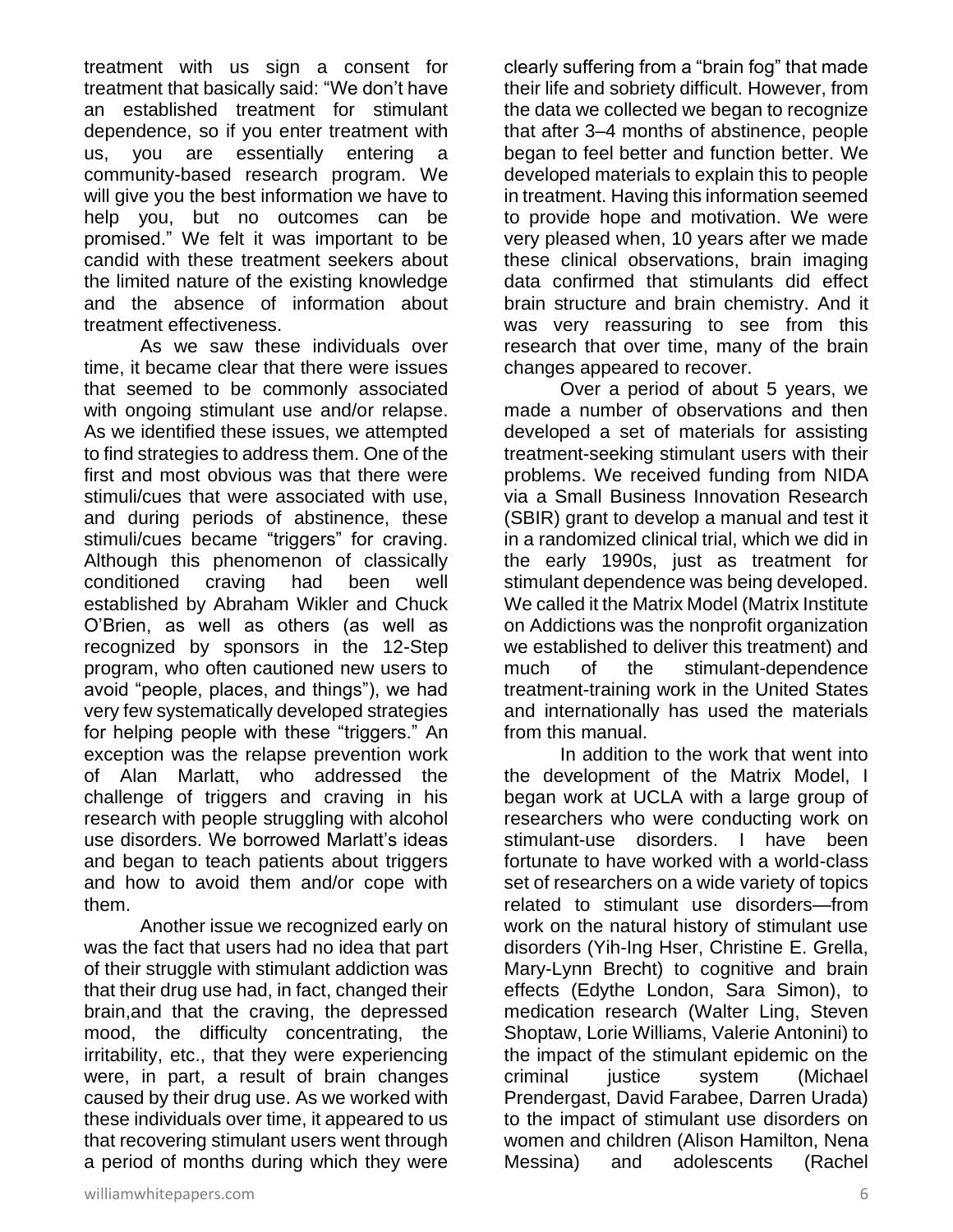treatment with us sign a consent for treatment that basically said: "We don't have an established treatment for stimulant dependence, so if you enter treatment with us, you are essentially entering a community-based research program. We will give you the best information we have to help you, but no outcomes can be promised." We felt it was important to be candid with these treatment seekers about the limited nature of the existing knowledge and the absence of information about treatment effectiveness.

As we saw these individuals over time, it became clear that there were issues that seemed to be commonly associated with ongoing stimulant use and/or relapse. As we identified these issues, we attempted to find strategies to address them. One of the first and most obvious was that there were stimuli/cues that were associated with use, and during periods of abstinence, these stimuli/cues became "triggers" for craving. Although this phenomenon of classically conditioned craving had been well established by Abraham Wikler and Chuck O'Brien, as well as others (as well as recognized by sponsors in the 12-Step program, who often cautioned new users to avoid "people, places, and things"), we had very few systematically developed strategies for helping people with these "triggers." An exception was the relapse prevention work of Alan Marlatt, who addressed the challenge of triggers and craving in his research with people struggling with alcohol use disorders. We borrowed Marlatt's ideas and began to teach patients about triggers and how to avoid them and/or cope with them.

Another issue we recognized early on was the fact that users had no idea that part of their struggle with stimulant addiction was that their drug use had, in fact, changed their brain,and that the craving, the depressed mood, the difficulty concentrating, the irritability, etc., that they were experiencing were, in part, a result of brain changes caused by their drug use. As we worked with these individuals over time, it appeared to us that recovering stimulant users went through a period of months during which they were clearly suffering from a "brain fog" that made their life and sobriety difficult. However, from the data we collected we began to recognize that after 3–4 months of abstinence, people began to feel better and function better. We developed materials to explain this to people in treatment. Having this information seemed to provide hope and motivation. We were very pleased when, 10 years after we made these clinical observations, brain imaging data confirmed that stimulants did effect brain structure and brain chemistry. And it was very reassuring to see from this research that over time, many of the brain changes appeared to recover.

Over a period of about 5 years, we made a number of observations and then developed a set of materials for assisting treatment-seeking stimulant users with their problems. We received funding from NIDA via a Small Business Innovation Research (SBIR) grant to develop a manual and test it in a randomized clinical trial, which we did in the early 1990s, just as treatment for stimulant dependence was being developed. We called it the Matrix Model (Matrix Institute on Addictions was the nonprofit organization we established to deliver this treatment) and much of the stimulant-dependence treatment-training work in the United States and internationally has used the materials from this manual.

In addition to the work that went into the development of the Matrix Model, I began work at UCLA with a large group of researchers who were conducting work on stimulant-use disorders. I have been fortunate to have worked with a world-class set of researchers on a wide variety of topics related to stimulant use disorders—from work on the natural history of stimulant use disorders (Yih-Ing Hser, Christine E. Grella, Mary-Lynn Brecht) to cognitive and brain effects (Edythe London, Sara Simon), to medication research (Walter Ling, Steven Shoptaw, Lorie Williams, Valerie Antonini) to the impact of the stimulant epidemic on the criminal justice system (Michael Prendergast, David Farabee, Darren Urada) to the impact of stimulant use disorders on women and children (Alison Hamilton, Nena Messina) and adolescents (Rachel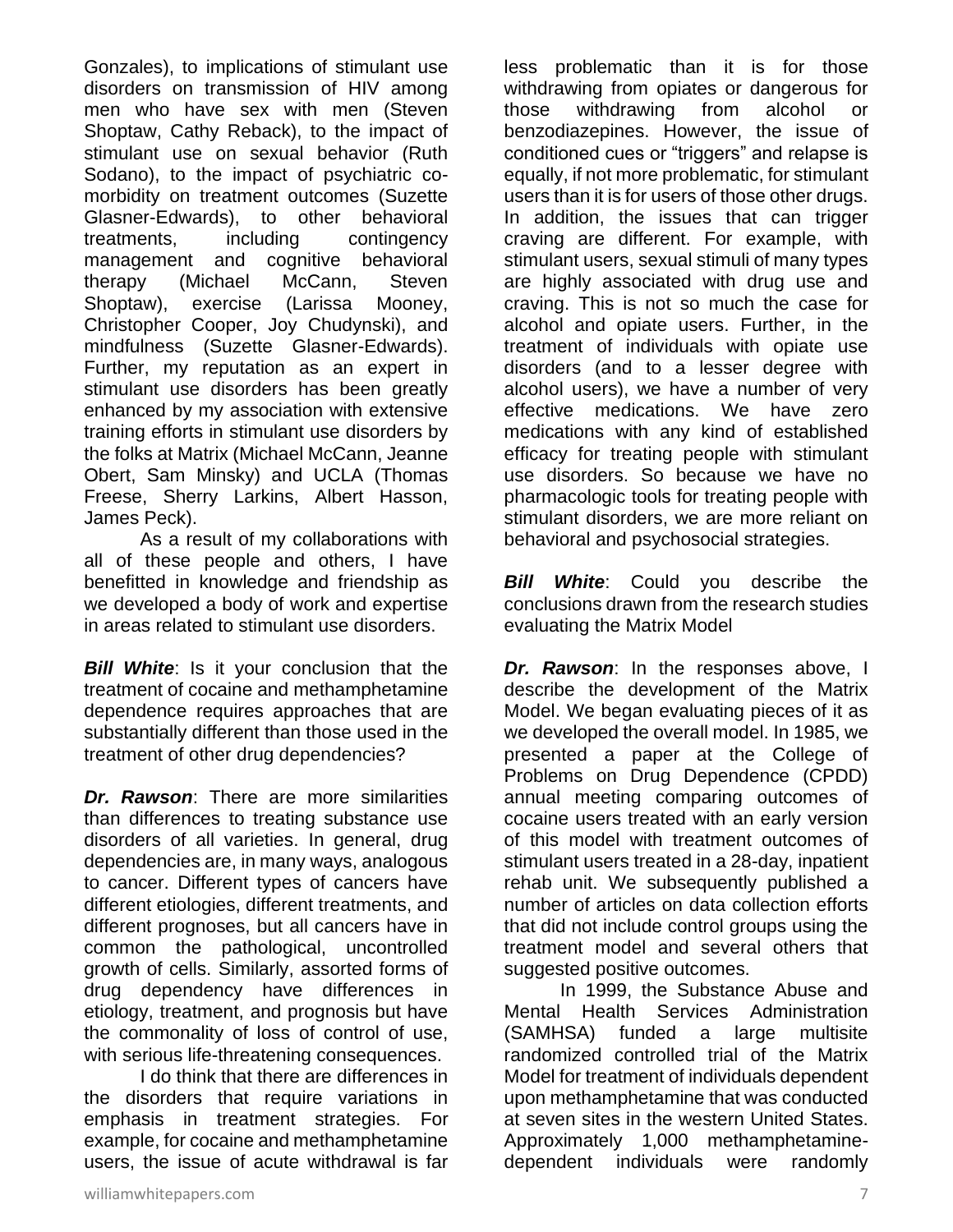Gonzales), to implications of stimulant use disorders on transmission of HIV among men who have sex with men (Steven Shoptaw, Cathy Reback), to the impact of stimulant use on sexual behavior (Ruth Sodano), to the impact of psychiatric co-morbidity on treatment outcomes (Suzette Glasner-Edwards), to other behavioral treatments, including contingency management and cognitive behavioral therapy (Michael McCann, Steven Shoptaw), exercise (Larissa Mooney, Christopher Cooper, Joy Chudynski), and mindfulness (Suzette Glasner-Edwards). Further, my reputation as an expert in stimulant use disorders has been greatly enhanced by my association with extensive training efforts in stimulant use disorders by the folks at Matrix (Michael McCann, Jeanne Obert, Sam Minsky) and UCLA (Thomas Freese, Sherry Larkins, Albert Hasson, James Peck).

As a result of my collaborations with all of these people and others, I have benefitted in knowledge and friendship as we developed a body of work and expertise in areas related to stimulant use disorders.

***Bill White***: Is it your conclusion that the treatment of cocaine and methamphetamine dependence requires approaches that are substantially different than those used in the treatment of other drug dependencies?

***Dr. Rawson***: There are more similarities than differences to treating substance use disorders of all varieties. In general, drug dependencies are, in many ways, analogous to cancer. Different types of cancers have different etiologies, different treatments, and different prognoses, but all cancers have in common the pathological, uncontrolled growth of cells. Similarly, assorted forms of drug dependency have differences in etiology, treatment, and prognosis but have the commonality of loss of control of use, with serious life-threatening consequences.

I do think that there are differences in the disorders that require variations in emphasis in treatment strategies. For example, for cocaine and methamphetamine users, the issue of acute withdrawal is far less problematic than it is for those withdrawing from opiates or dangerous for those withdrawing from alcohol or benzodiazepines. However, the issue of conditioned cues or "triggers" and relapse is equally, if not more problematic, for stimulant users than it is for users of those other drugs. In addition, the issues that can trigger craving are different. For example, with stimulant users, sexual stimuli of many types are highly associated with drug use and craving. This is not so much the case for alcohol and opiate users. Further, in the treatment of individuals with opiate use disorders (and to a lesser degree with alcohol users), we have a number of very effective medications. We have zero medications with any kind of established efficacy for treating people with stimulant use disorders. So because we have no pharmacologic tools for treating people with stimulant disorders, we are more reliant on behavioral and psychosocial strategies.

***Bill White***: Could you describe the conclusions drawn from the research studies evaluating the Matrix Model

***Dr. Rawson***: In the responses above, I describe the development of the Matrix Model. We began evaluating pieces of it as we developed the overall model. In 1985, we presented a paper at the College of Problems on Drug Dependence (CPDD) annual meeting comparing outcomes of cocaine users treated with an early version of this model with treatment outcomes of stimulant users treated in a 28-day, inpatient rehab unit. We subsequently published a number of articles on data collection efforts that did not include control groups using the treatment model and several others that suggested positive outcomes.

In 1999, the Substance Abuse and Mental Health Services Administration (SAMHSA) funded a large multisite randomized controlled trial of the Matrix Model for treatment of individuals dependent upon methamphetamine that was conducted at seven sites in the western United States. Approximately 1,000 methamphetamine-dependent individuals were randomly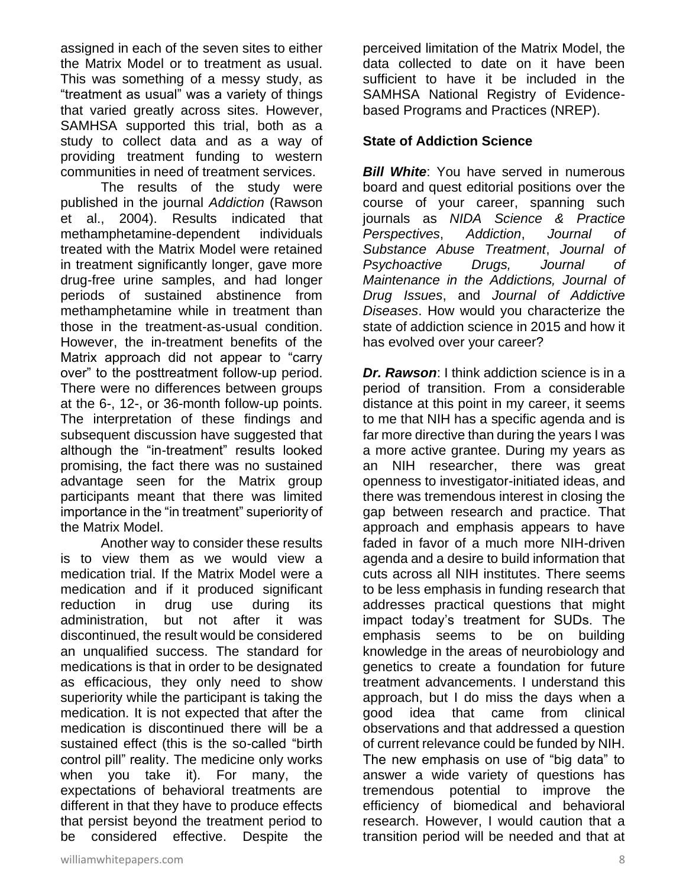assigned in each of the seven sites to either the Matrix Model or to treatment as usual. This was something of a messy study, as "treatment as usual" was a variety of things that varied greatly across sites. However, SAMHSA supported this trial, both as a study to collect data and as a way of providing treatment funding to western communities in need of treatment services.

The results of the study were published in the journal *Addiction* (Rawson et al., 2004). Results indicated that methamphetamine-dependent individuals treated with the Matrix Model were retained in treatment significantly longer, gave more drug-free urine samples, and had longer periods of sustained abstinence from methamphetamine while in treatment than those in the treatment-as-usual condition. However, the in-treatment benefits of the Matrix approach did not appear to "carry over" to the posttreatment follow-up period. There were no differences between groups at the 6-, 12-, or 36-month follow-up points. The interpretation of these findings and subsequent discussion have suggested that although the "in-treatment" results looked promising, the fact there was no sustained advantage seen for the Matrix group participants meant that there was limited importance in the "in treatment" superiority of the Matrix Model.

Another way to consider these results is to view them as we would view a medication trial. If the Matrix Model were a medication and if it produced significant reduction in drug use during its administration, but not after it was discontinued, the result would be considered an unqualified success. The standard for medications is that in order to be designated as efficacious, they only need to show superiority while the participant is taking the medication. It is not expected that after the medication is discontinued there will be a sustained effect (this is the so-called "birth control pill" reality. The medicine only works when you take it). For many, the expectations of behavioral treatments are different in that they have to produce effects that persist beyond the treatment period to be considered effective. Despite the perceived limitation of the Matrix Model, the data collected to date on it have been sufficient to have it be included in the SAMHSA National Registry of Evidence-based Programs and Practices (NREP).

**State of Addiction Science**

***Bill White***: You have served in numerous board and quest editorial positions over the course of your career, spanning such journals as *NIDA Science & Practice Perspectives*, *Addiction*, *Journal of Substance Abuse Treatment*, *Journal of Psychoactive Drugs, Journal of Maintenance in the Addictions, Journal of Drug Issues*, and *Journal of Addictive Diseases*. How would you characterize the state of addiction science in 2015 and how it has evolved over your career?

***Dr. Rawson***: I think addiction science is in a period of transition. From a considerable distance at this point in my career, it seems to me that NIH has a specific agenda and is far more directive than during the years I was a more active grantee. During my years as an NIH researcher, there was great openness to investigator-initiated ideas, and there was tremendous interest in closing the gap between research and practice. That approach and emphasis appears to have faded in favor of a much more NIH-driven agenda and a desire to build information that cuts across all NIH institutes. There seems to be less emphasis in funding research that addresses practical questions that might impact today's treatment for SUDs. The emphasis seems to be on building knowledge in the areas of neurobiology and genetics to create a foundation for future treatment advancements. I understand this approach, but I do miss the days when a good idea that came from clinical observations and that addressed a question of current relevance could be funded by NIH. The new emphasis on use of "big data" to answer a wide variety of questions has tremendous potential to improve the efficiency of biomedical and behavioral research. However, I would caution that a transition period will be needed and that at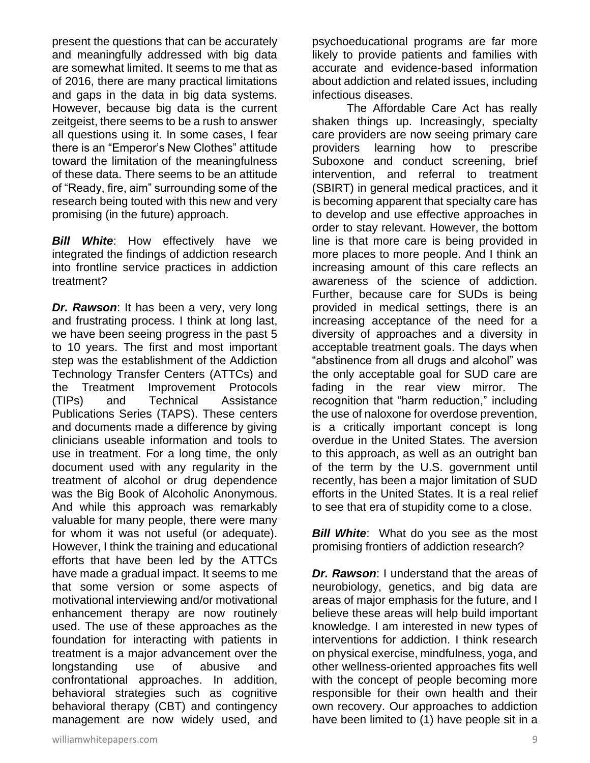present the questions that can be accurately and meaningfully addressed with big data are somewhat limited. It seems to me that as of 2016, there are many practical limitations and gaps in the data in big data systems. However, because big data is the current zeitgeist, there seems to be a rush to answer all questions using it. In some cases, I fear there is an "Emperor's New Clothes" attitude toward the limitation of the meaningfulness of these data. There seems to be an attitude of "Ready, fire, aim" surrounding some of the research being touted with this new and very promising (in the future) approach.

***Bill White***: How effectively have we integrated the findings of addiction research into frontline service practices in addiction treatment?

***Dr. Rawson***: It has been a very, very long and frustrating process. I think at long last, we have been seeing progress in the past 5 to 10 years. The first and most important step was the establishment of the Addiction Technology Transfer Centers (ATTCs) and the Treatment Improvement Protocols (TIPs) and Technical Assistance Publications Series (TAPS). These centers and documents made a difference by giving clinicians useable information and tools to use in treatment. For a long time, the only document used with any regularity in the treatment of alcohol or drug dependence was the Big Book of Alcoholic Anonymous. And while this approach was remarkably valuable for many people, there were many for whom it was not useful (or adequate). However, I think the training and educational efforts that have been led by the ATTCs have made a gradual impact. It seems to me that some version or some aspects of motivational interviewing and/or motivational enhancement therapy are now routinely used. The use of these approaches as the foundation for interacting with patients in treatment is a major advancement over the longstanding use of abusive and confrontational approaches. In addition, behavioral strategies such as cognitive behavioral therapy (CBT) and contingency management are now widely used, and psychoeducational programs are far more likely to provide patients and families with accurate and evidence-based information about addiction and related issues, including infectious diseases.

The Affordable Care Act has really shaken things up. Increasingly, specialty care providers are now seeing primary care providers learning how to prescribe Suboxone and conduct screening, brief intervention, and referral to treatment (SBIRT) in general medical practices, and it is becoming apparent that specialty care has to develop and use effective approaches in order to stay relevant. However, the bottom line is that more care is being provided in more places to more people. And I think an increasing amount of this care reflects an awareness of the science of addiction. Further, because care for SUDs is being provided in medical settings, there is an increasing acceptance of the need for a diversity of approaches and a diversity in acceptable treatment goals. The days when "abstinence from all drugs and alcohol" was the only acceptable goal for SUD care are fading in the rear view mirror. The recognition that "harm reduction," including the use of naloxone for overdose prevention, is a critically important concept is long overdue in the United States. The aversion to this approach, as well as an outright ban of the term by the U.S. government until recently, has been a major limitation of SUD efforts in the United States. It is a real relief to see that era of stupidity come to a close.

***Bill White***: What do you see as the most promising frontiers of addiction research?

***Dr. Rawson***: I understand that the areas of neurobiology, genetics, and big data are areas of major emphasis for the future, and I believe these areas will help build important knowledge. I am interested in new types of interventions for addiction. I think research on physical exercise, mindfulness, yoga, and other wellness-oriented approaches fits well with the concept of people becoming more responsible for their own health and their own recovery. Our approaches to addiction have been limited to (1) have people sit in a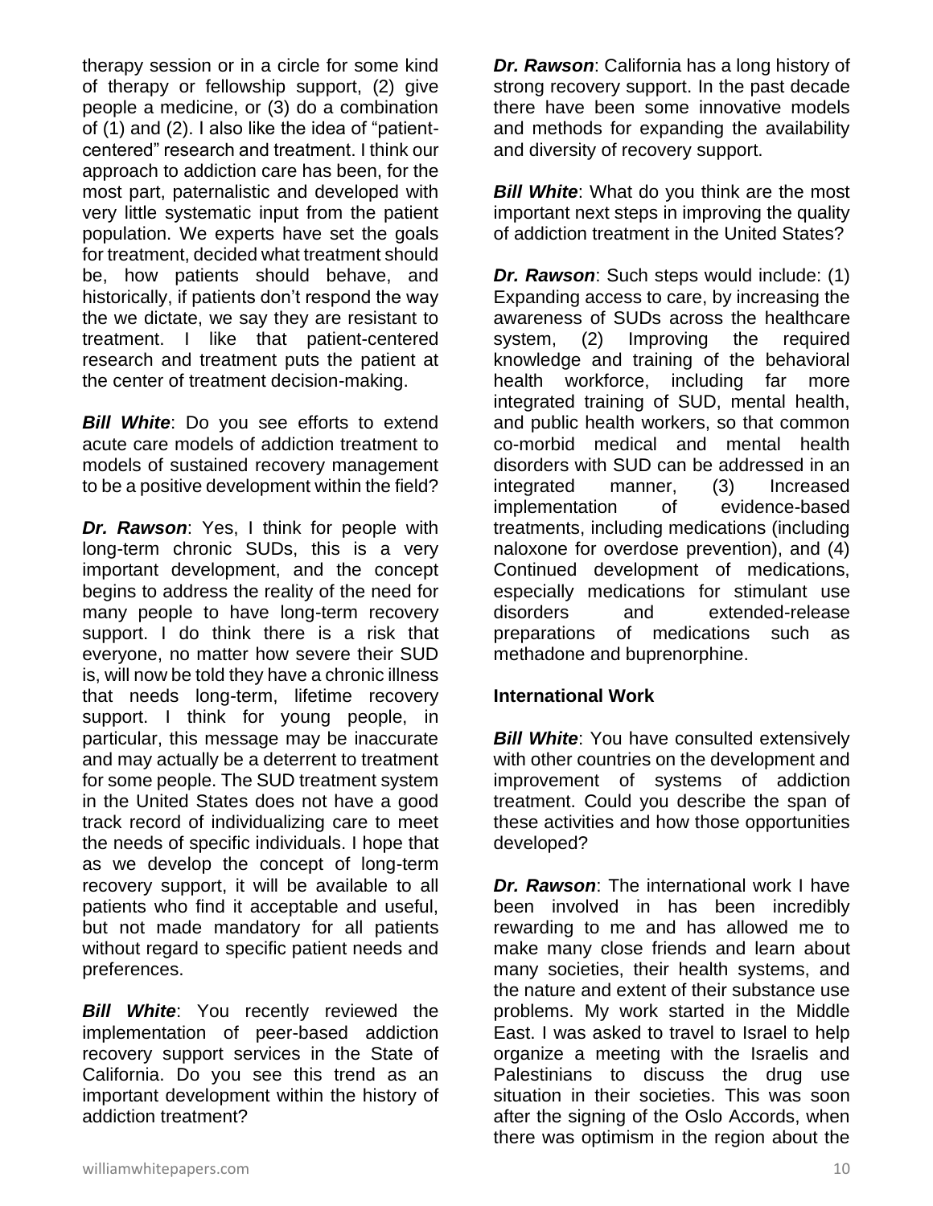therapy session or in a circle for some kind of therapy or fellowship support, (2) give people a medicine, or (3) do a combination of (1) and (2). I also like the idea of "patient-centered" research and treatment. I think our approach to addiction care has been, for the most part, paternalistic and developed with very little systematic input from the patient population. We experts have set the goals for treatment, decided what treatment should be, how patients should behave, and historically, if patients don't respond the way the we dictate, we say they are resistant to treatment. I like that patient-centered research and treatment puts the patient at the center of treatment decision-making.

***Bill White***: Do you see efforts to extend acute care models of addiction treatment to models of sustained recovery management to be a positive development within the field?

***Dr. Rawson***: Yes, I think for people with long-term chronic SUDs, this is a very important development, and the concept begins to address the reality of the need for many people to have long-term recovery support. I do think there is a risk that everyone, no matter how severe their SUD is, will now be told they have a chronic illness that needs long-term, lifetime recovery support. I think for young people, in particular, this message may be inaccurate and may actually be a deterrent to treatment for some people. The SUD treatment system in the United States does not have a good track record of individualizing care to meet the needs of specific individuals. I hope that as we develop the concept of long-term recovery support, it will be available to all patients who find it acceptable and useful, but not made mandatory for all patients without regard to specific patient needs and preferences.

***Bill White***: You recently reviewed the implementation of peer-based addiction recovery support services in the State of California. Do you see this trend as an important development within the history of addiction treatment?

***Dr. Rawson***: California has a long history of strong recovery support. In the past decade there have been some innovative models and methods for expanding the availability and diversity of recovery support.

***Bill White***: What do you think are the most important next steps in improving the quality of addiction treatment in the United States?

***Dr. Rawson***: Such steps would include: (1) Expanding access to care, by increasing the awareness of SUDs across the healthcare system, (2) Improving the required knowledge and training of the behavioral health workforce, including far more integrated training of SUD, mental health, and public health workers, so that common co-morbid medical and mental health disorders with SUD can be addressed in an integrated manner, (3) Increased implementation of evidence-based treatments, including medications (including naloxone for overdose prevention), and (4) Continued development of medications, especially medications for stimulant use disorders and extended-release preparations of medications such as methadone and buprenorphine.

**International Work**

***Bill White***: You have consulted extensively with other countries on the development and improvement of systems of addiction treatment. Could you describe the span of these activities and how those opportunities developed?

***Dr. Rawson***: The international work I have been involved in has been incredibly rewarding to me and has allowed me to make many close friends and learn about many societies, their health systems, and the nature and extent of their substance use problems. My work started in the Middle East. I was asked to travel to Israel to help organize a meeting with the Israelis and Palestinians to discuss the drug use situation in their societies. This was soon after the signing of the Oslo Accords, when there was optimism in the region about the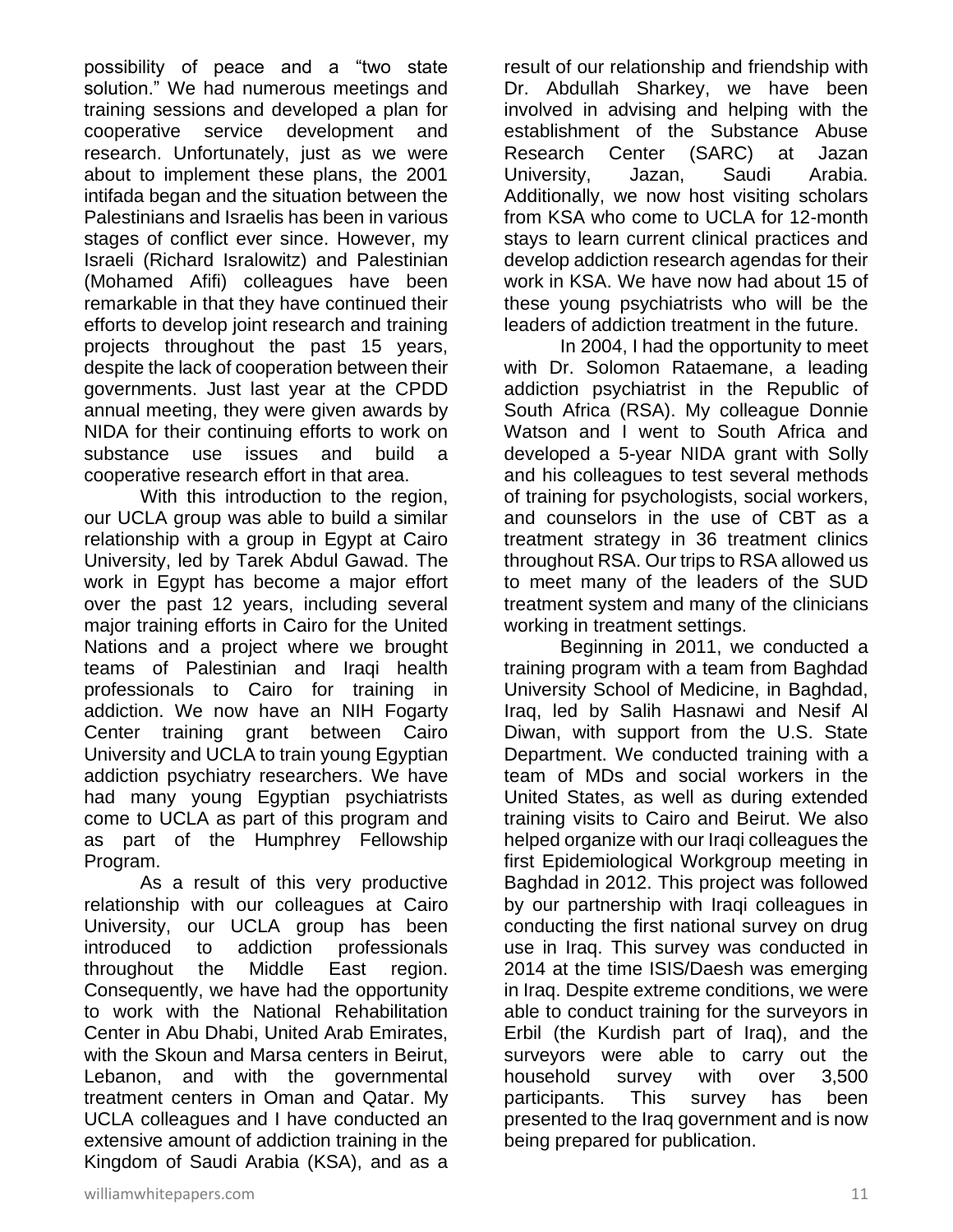possibility of peace and a "two state solution." We had numerous meetings and training sessions and developed a plan for cooperative service development and research. Unfortunately, just as we were about to implement these plans, the 2001 intifada began and the situation between the Palestinians and Israelis has been in various stages of conflict ever since. However, my Israeli (Richard Isralowitz) and Palestinian (Mohamed Afifi) colleagues have been remarkable in that they have continued their efforts to develop joint research and training projects throughout the past 15 years, despite the lack of cooperation between their governments. Just last year at the CPDD annual meeting, they were given awards by NIDA for their continuing efforts to work on substance use issues and build a cooperative research effort in that area.

With this introduction to the region, our UCLA group was able to build a similar relationship with a group in Egypt at Cairo University, led by Tarek Abdul Gawad. The work in Egypt has become a major effort over the past 12 years, including several major training efforts in Cairo for the United Nations and a project where we brought teams of Palestinian and Iraqi health professionals to Cairo for training in addiction. We now have an NIH Fogarty Center training grant between Cairo University and UCLA to train young Egyptian addiction psychiatry researchers. We have had many young Egyptian psychiatrists come to UCLA as part of this program and as part of the Humphrey Fellowship Program.

As a result of this very productive relationship with our colleagues at Cairo University, our UCLA group has been introduced to addiction professionals throughout the Middle East region. Consequently, we have had the opportunity to work with the National Rehabilitation Center in Abu Dhabi, United Arab Emirates, with the Skoun and Marsa centers in Beirut, Lebanon, and with the governmental treatment centers in Oman and Qatar. My UCLA colleagues and I have conducted an extensive amount of addiction training in the Kingdom of Saudi Arabia (KSA), and as a result of our relationship and friendship with Dr. Abdullah Sharkey, we have been involved in advising and helping with the establishment of the Substance Abuse Research Center (SARC) at Jazan University, Jazan, Saudi Arabia. Additionally, we now host visiting scholars from KSA who come to UCLA for 12-month stays to learn current clinical practices and develop addiction research agendas for their work in KSA. We have now had about 15 of these young psychiatrists who will be the leaders of addiction treatment in the future.

In 2004, I had the opportunity to meet with Dr. Solomon Rataemane, a leading addiction psychiatrist in the Republic of South Africa (RSA). My colleague Donnie Watson and I went to South Africa and developed a 5-year NIDA grant with Solly and his colleagues to test several methods of training for psychologists, social workers, and counselors in the use of CBT as a treatment strategy in 36 treatment clinics throughout RSA. Our trips to RSA allowed us to meet many of the leaders of the SUD treatment system and many of the clinicians working in treatment settings.

Beginning in 2011, we conducted a training program with a team from Baghdad University School of Medicine, in Baghdad, Iraq, led by Salih Hasnawi and Nesif Al Diwan, with support from the U.S. State Department. We conducted training with a team of MDs and social workers in the United States, as well as during extended training visits to Cairo and Beirut. We also helped organize with our Iraqi colleagues the first Epidemiological Workgroup meeting in Baghdad in 2012. This project was followed by our partnership with Iraqi colleagues in conducting the first national survey on drug use in Iraq. This survey was conducted in 2014 at the time ISIS/Daesh was emerging in Iraq. Despite extreme conditions, we were able to conduct training for the surveyors in Erbil (the Kurdish part of Iraq), and the surveyors were able to carry out the household survey with over 3,500 participants. This survey has been presented to the Iraq government and is now being prepared for publication.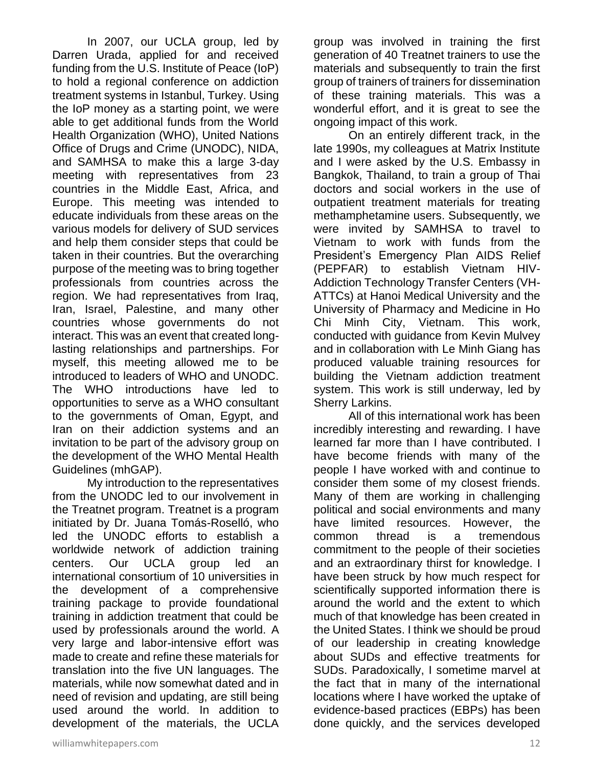In 2007, our UCLA group, led by Darren Urada, applied for and received funding from the U.S. Institute of Peace (IoP) to hold a regional conference on addiction treatment systems in Istanbul, Turkey. Using the IoP money as a starting point, we were able to get additional funds from the World Health Organization (WHO), United Nations Office of Drugs and Crime (UNODC), NIDA, and SAMHSA to make this a large 3-day meeting with representatives from 23 countries in the Middle East, Africa, and Europe. This meeting was intended to educate individuals from these areas on the various models for delivery of SUD services and help them consider steps that could be taken in their countries. But the overarching purpose of the meeting was to bring together professionals from countries across the region. We had representatives from Iraq, Iran, Israel, Palestine, and many other countries whose governments do not interact. This was an event that created long-lasting relationships and partnerships. For myself, this meeting allowed me to be introduced to leaders of WHO and UNODC. The WHO introductions have led to opportunities to serve as a WHO consultant to the governments of Oman, Egypt, and Iran on their addiction systems and an invitation to be part of the advisory group on the development of the WHO Mental Health Guidelines (mhGAP).

My introduction to the representatives from the UNODC led to our involvement in the Treatnet program. Treatnet is a program initiated by Dr. Juana Tomás-Roselló, who led the UNODC efforts to establish a worldwide network of addiction training centers. Our UCLA group led an international consortium of 10 universities in the development of a comprehensive training package to provide foundational training in addiction treatment that could be used by professionals around the world. A very large and labor-intensive effort was made to create and refine these materials for translation into the five UN languages. The materials, while now somewhat dated and in need of revision and updating, are still being used around the world. In addition to development of the materials, the UCLA group was involved in training the first generation of 40 Treatnet trainers to use the materials and subsequently to train the first group of trainers of trainers for dissemination of these training materials. This was a wonderful effort, and it is great to see the ongoing impact of this work.

On an entirely different track, in the late 1990s, my colleagues at Matrix Institute and I were asked by the U.S. Embassy in Bangkok, Thailand, to train a group of Thai doctors and social workers in the use of outpatient treatment materials for treating methamphetamine users. Subsequently, we were invited by SAMHSA to travel to Vietnam to work with funds from the President's Emergency Plan AIDS Relief (PEPFAR) to establish Vietnam HIV-Addiction Technology Transfer Centers (VH-ATTCs) at Hanoi Medical University and the University of Pharmacy and Medicine in Ho Chi Minh City, Vietnam. This work, conducted with guidance from Kevin Mulvey and in collaboration with Le Minh Giang has produced valuable training resources for building the Vietnam addiction treatment system. This work is still underway, led by Sherry Larkins.

All of this international work has been incredibly interesting and rewarding. I have learned far more than I have contributed. I have become friends with many of the people I have worked with and continue to consider them some of my closest friends. Many of them are working in challenging political and social environments and many have limited resources. However, the common thread is a tremendous commitment to the people of their societies and an extraordinary thirst for knowledge. I have been struck by how much respect for scientifically supported information there is around the world and the extent to which much of that knowledge has been created in the United States. I think we should be proud of our leadership in creating knowledge about SUDs and effective treatments for SUDs. Paradoxically, I sometime marvel at the fact that in many of the international locations where I have worked the uptake of evidence-based practices (EBPs) has been done quickly, and the services developed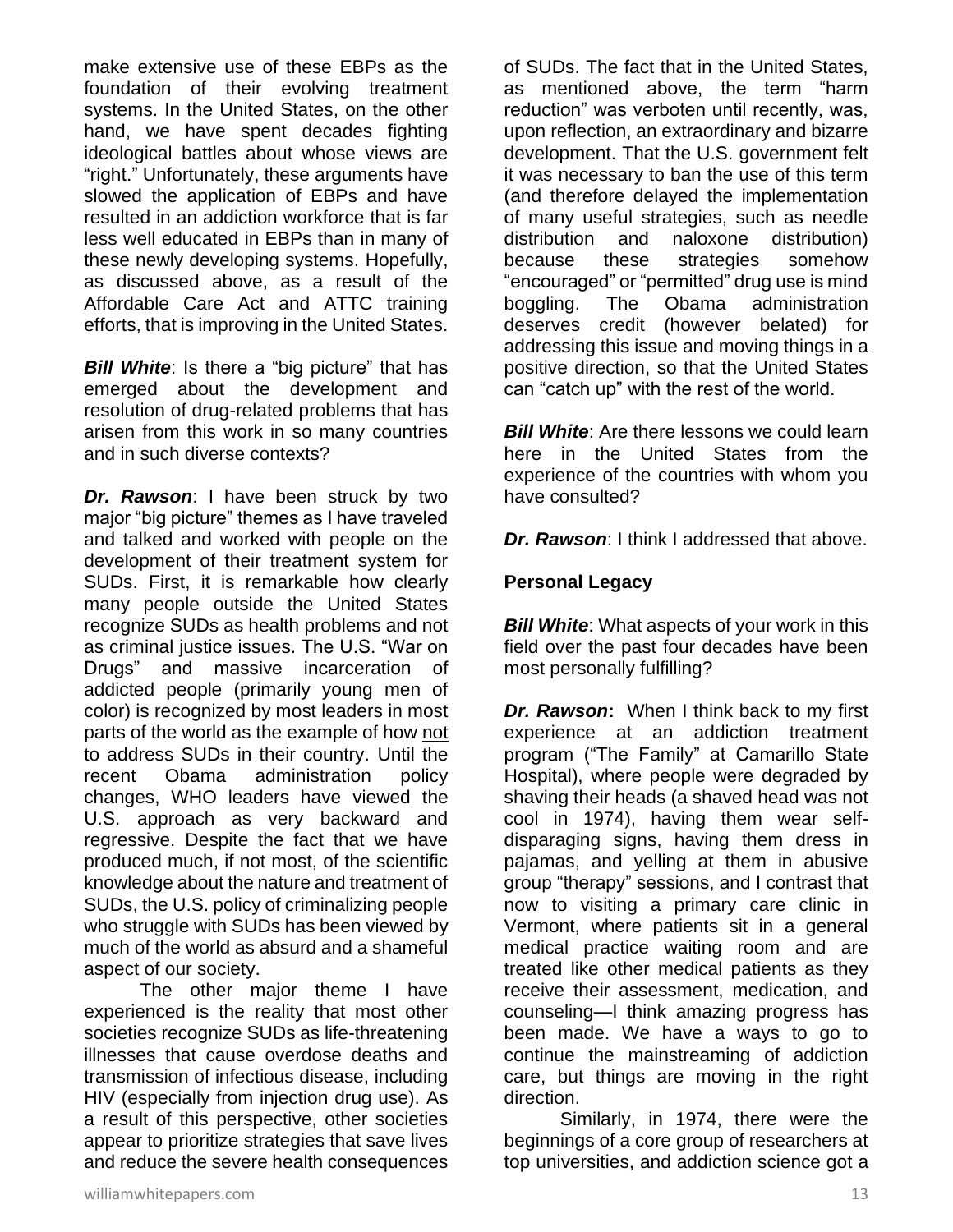make extensive use of these EBPs as the foundation of their evolving treatment systems. In the United States, on the other hand, we have spent decades fighting ideological battles about whose views are "right." Unfortunately, these arguments have slowed the application of EBPs and have resulted in an addiction workforce that is far less well educated in EBPs than in many of these newly developing systems. Hopefully, as discussed above, as a result of the Affordable Care Act and ATTC training efforts, that is improving in the United States.

***Bill White***: Is there a "big picture" that has emerged about the development and resolution of drug-related problems that has arisen from this work in so many countries and in such diverse contexts?

***Dr. Rawson***: I have been struck by two major "big picture" themes as I have traveled and talked and worked with people on the development of their treatment system for SUDs. First, it is remarkable how clearly many people outside the United States recognize SUDs as health problems and not as criminal justice issues. The U.S. "War on Drugs" and massive incarceration of addicted people (primarily young men of color) is recognized by most leaders in most parts of the world as the example of how <u>not</u> to address SUDs in their country. Until the recent Obama administration policy changes, WHO leaders have viewed the U.S. approach as very backward and regressive. Despite the fact that we have produced much, if not most, of the scientific knowledge about the nature and treatment of SUDs, the U.S. policy of criminalizing people who struggle with SUDs has been viewed by much of the world as absurd and a shameful aspect of our society.

The other major theme I have experienced is the reality that most other societies recognize SUDs as life-threatening illnesses that cause overdose deaths and transmission of infectious disease, including HIV (especially from injection drug use). As a result of this perspective, other societies appear to prioritize strategies that save lives and reduce the severe health consequences of SUDs. The fact that in the United States, as mentioned above, the term "harm reduction" was verboten until recently, was, upon reflection, an extraordinary and bizarre development. That the U.S. government felt it was necessary to ban the use of this term (and therefore delayed the implementation of many useful strategies, such as needle distribution and naloxone distribution) because these strategies somehow "encouraged" or "permitted" drug use is mind boggling. The Obama administration deserves credit (however belated) for addressing this issue and moving things in a positive direction, so that the United States can "catch up" with the rest of the world.

***Bill White***: Are there lessons we could learn here in the United States from the experience of the countries with whom you have consulted?

***Dr. Rawson***: I think I addressed that above.

**Personal Legacy**

***Bill White***: What aspects of your work in this field over the past four decades have been most personally fulfilling?

***Dr. Rawson*:** When I think back to my first experience at an addiction treatment program ("The Family" at Camarillo State Hospital), where people were degraded by shaving their heads (a shaved head was not cool in 1974), having them wear self-disparaging signs, having them dress in pajamas, and yelling at them in abusive group "therapy" sessions, and I contrast that now to visiting a primary care clinic in Vermont, where patients sit in a general medical practice waiting room and are treated like other medical patients as they receive their assessment, medication, and counseling—I think amazing progress has been made. We have a ways to go to continue the mainstreaming of addiction care, but things are moving in the right direction.

Similarly, in 1974, there were the beginnings of a core group of researchers at top universities, and addiction science got a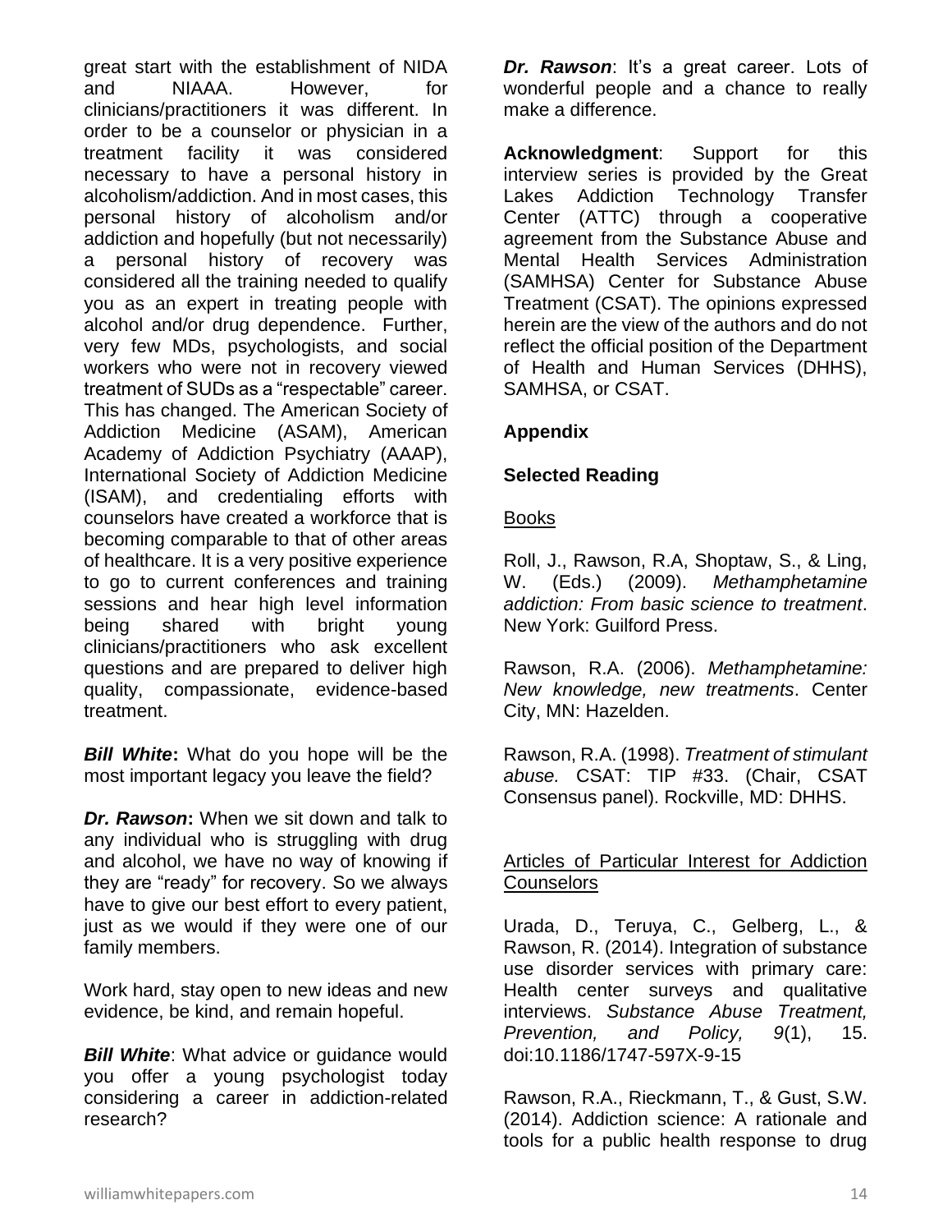great start with the establishment of NIDA and NIAAA. However, for clinicians/practitioners it was different. In order to be a counselor or physician in a treatment facility it was considered necessary to have a personal history in alcoholism/addiction. And in most cases, this personal history of alcoholism and/or addiction and hopefully (but not necessarily) a personal history of recovery was considered all the training needed to qualify you as an expert in treating people with alcohol and/or drug dependence. Further, very few MDs, psychologists, and social workers who were not in recovery viewed treatment of SUDs as a "respectable" career. This has changed. The American Society of Addiction Medicine (ASAM), American Academy of Addiction Psychiatry (AAAP), International Society of Addiction Medicine (ISAM), and credentialing efforts with counselors have created a workforce that is becoming comparable to that of other areas of healthcare. It is a very positive experience to go to current conferences and training sessions and hear high level information being shared with bright young clinicians/practitioners who ask excellent questions and are prepared to deliver high quality, compassionate, evidence-based treatment.

***Bill White*:** What do you hope will be the most important legacy you leave the field?

***Dr. Rawson*:** When we sit down and talk to any individual who is struggling with drug and alcohol, we have no way of knowing if they are "ready" for recovery. So we always have to give our best effort to every patient, just as we would if they were one of our family members.

Work hard, stay open to new ideas and new evidence, be kind, and remain hopeful.

***Bill White***: What advice or guidance would you offer a young psychologist today considering a career in addiction-related research?

***Dr. Rawson***: It's a great career. Lots of wonderful people and a chance to really make a difference.

**Acknowledgment**: Support for this interview series is provided by the Great Lakes Addiction Technology Transfer Center (ATTC) through a cooperative agreement from the Substance Abuse and Mental Health Services Administration (SAMHSA) Center for Substance Abuse Treatment (CSAT). The opinions expressed herein are the view of the authors and do not reflect the official position of the Department of Health and Human Services (DHHS), SAMHSA, or CSAT.

## Appendix

### Selected Reading

Books

Roll, J., Rawson, R.A, Shoptaw, S., & Ling, W. (Eds.) (2009). *Methamphetamine addiction: From basic science to treatment*. New York: Guilford Press.

Rawson, R.A. (2006). *Methamphetamine: New knowledge, new treatments*. Center City, MN: Hazelden.

Rawson, R.A. (1998). *Treatment of stimulant abuse.* CSAT: TIP #33. (Chair, CSAT Consensus panel). Rockville, MD: DHHS.

Articles of Particular Interest for Addiction Counselors

Urada, D., Teruya, C., Gelberg, L., & Rawson, R. (2014). Integration of substance use disorder services with primary care: Health center surveys and qualitative interviews. *Substance Abuse Treatment, Prevention, and Policy, 9*(1), 15. doi:10.1186/1747-597X-9-15

Rawson, R.A., Rieckmann, T., & Gust, S.W. (2014). Addiction science: A rationale and tools for a public health response to drug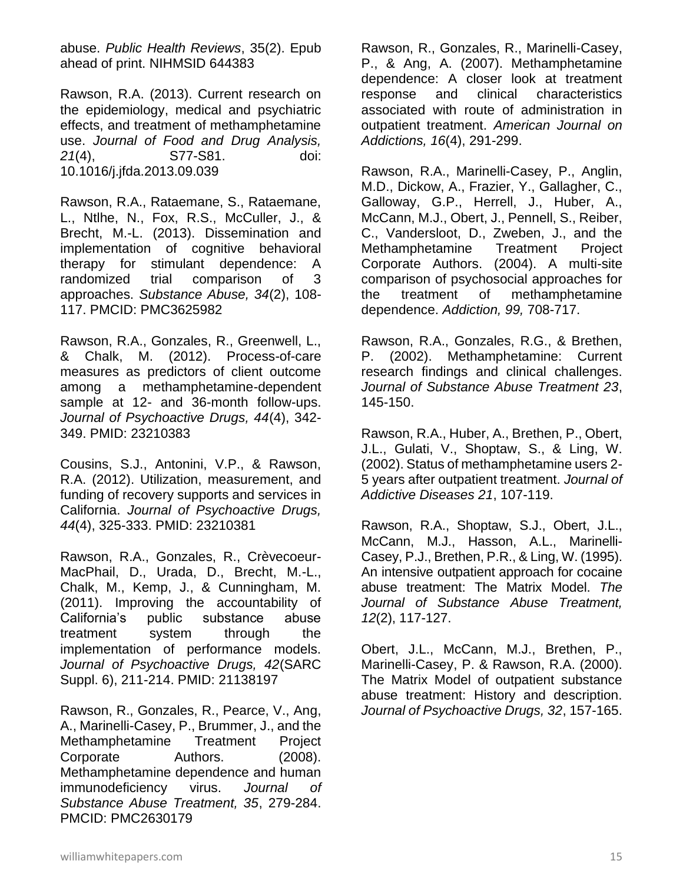abuse. *Public Health Reviews*, 35(2). Epub ahead of print. NIHMSID 644383

Rawson, R.A. (2013). Current research on the epidemiology, medical and psychiatric effects, and treatment of methamphetamine use. *Journal of Food and Drug Analysis, 21*(4), S77-S81. doi: 10.1016/j.jfda.2013.09.039

Rawson, R.A., Rataemane, S., Rataemane, L., Ntlhe, N., Fox, R.S., McCuller, J., & Brecht, M.-L. (2013). Dissemination and implementation of cognitive behavioral therapy for stimulant dependence: A randomized trial comparison of 3 approaches. *Substance Abuse, 34*(2), 108-117. PMCID: PMC3625982

Rawson, R.A., Gonzales, R., Greenwell, L., & Chalk, M. (2012). Process-of-care measures as predictors of client outcome among a methamphetamine-dependent sample at 12- and 36-month follow-ups. *Journal of Psychoactive Drugs, 44*(4), 342-349. PMID: 23210383

Cousins, S.J., Antonini, V.P., & Rawson, R.A. (2012). Utilization, measurement, and funding of recovery supports and services in California. *Journal of Psychoactive Drugs, 44*(4), 325-333. PMID: 23210381

Rawson, R.A., Gonzales, R., Crèvecoeur-MacPhail, D., Urada, D., Brecht, M.-L., Chalk, M., Kemp, J., & Cunningham, M. (2011). Improving the accountability of California's public substance abuse treatment system through the implementation of performance models. *Journal of Psychoactive Drugs, 42*(SARC Suppl. 6), 211-214. PMID: 21138197

Rawson, R., Gonzales, R., Pearce, V., Ang, A., Marinelli-Casey, P., Brummer, J., and the Methamphetamine Treatment Project Corporate Authors. (2008). Methamphetamine dependence and human immunodeficiency virus. *Journal of Substance Abuse Treatment, 35*, 279-284. PMCID: PMC2630179

Rawson, R., Gonzales, R., Marinelli-Casey, P., & Ang, A. (2007). Methamphetamine dependence: A closer look at treatment response and clinical characteristics associated with route of administration in outpatient treatment. *American Journal on Addictions, 16*(4), 291-299.

Rawson, R.A., Marinelli-Casey, P., Anglin, M.D., Dickow, A., Frazier, Y., Gallagher, C., Galloway, G.P., Herrell, J., Huber, A., McCann, M.J., Obert, J., Pennell, S., Reiber, C., Vandersloot, D., Zweben, J., and the Methamphetamine Treatment Project Corporate Authors. (2004). A multi-site comparison of psychosocial approaches for the treatment of methamphetamine dependence. *Addiction, 99,* 708-717.

Rawson, R.A., Gonzales, R.G., & Brethen, P. (2002). Methamphetamine: Current research findings and clinical challenges. *Journal of Substance Abuse Treatment 23*, 145-150.

Rawson, R.A., Huber, A., Brethen, P., Obert, J.L., Gulati, V., Shoptaw, S., & Ling, W. (2002). Status of methamphetamine users 2-5 years after outpatient treatment. *Journal of Addictive Diseases 21*, 107-119.

Rawson, R.A., Shoptaw, S.J., Obert, J.L., McCann, M.J., Hasson, A.L., Marinelli-Casey, P.J., Brethen, P.R., & Ling, W. (1995). An intensive outpatient approach for cocaine abuse treatment: The Matrix Model. *The Journal of Substance Abuse Treatment, 12*(2), 117-127.

Obert, J.L., McCann, M.J., Brethen, P., Marinelli-Casey, P. & Rawson, R.A. (2000). The Matrix Model of outpatient substance abuse treatment: History and description. *Journal of Psychoactive Drugs, 32*, 157-165.